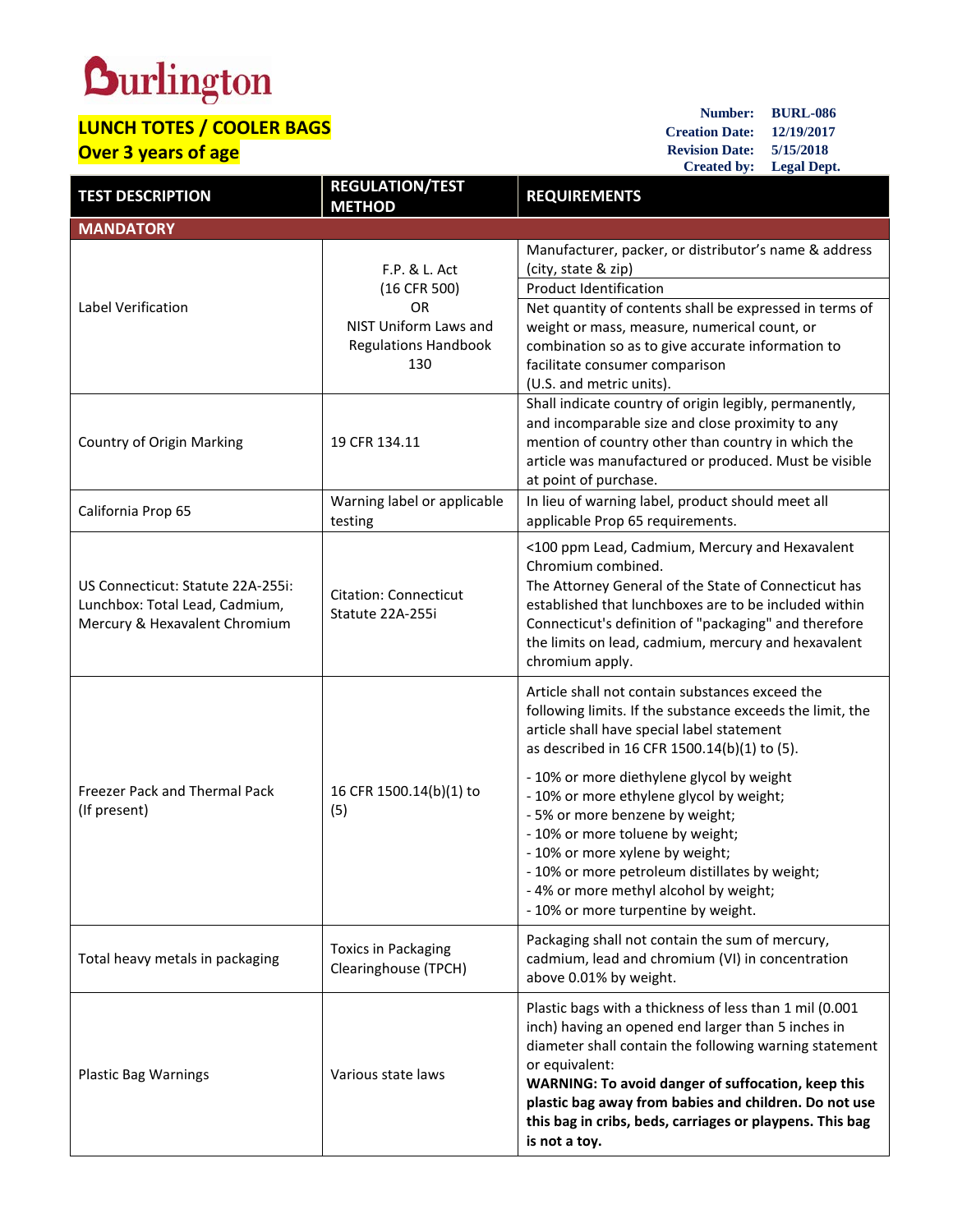# Burlington

## LUNCH TOTES / COOLER BAGS
## Over 3 years of age

**Number:** BURL-086
**Creation Date:** 12/19/2017
**Revision Date:** 5/15/2018
**Created by:** Legal Dept.

| TEST DESCRIPTION | REGULATION/TEST METHOD | REQUIREMENTS |
|---|---|---|
| **MANDATORY** | | |
| Label Verification | F.P. & L. Act (16 CFR 500) OR NIST Uniform Laws and Regulations Handbook 130 | Manufacturer, packer, or distributor's name & address (city, state & zip)<br>Product Identification<br>Net quantity of contents shall be expressed in terms of weight or mass, measure, numerical count, or combination so as to give accurate information to facilitate consumer comparison (U.S. and metric units). |
| Country of Origin Marking | 19 CFR 134.11 | Shall indicate country of origin legibly, permanently, and incomparable size and close proximity to any mention of country other than country in which the article was manufactured or produced. Must be visible at point of purchase. |
| California Prop 65 | Warning label or applicable testing | In lieu of warning label, product should meet all applicable Prop 65 requirements. |
| US Connecticut: Statute 22A-255i: Lunchbox: Total Lead, Cadmium, Mercury & Hexavalent Chromium | Citation: Connecticut Statute 22A-255i | <100 ppm Lead, Cadmium, Mercury and Hexavalent Chromium combined.<br>The Attorney General of the State of Connecticut has established that lunchboxes are to be included within Connecticut's definition of "packaging" and therefore the limits on lead, cadmium, mercury and hexavalent chromium apply. |
| Freezer Pack and Thermal Pack (If present) | 16 CFR 1500.14(b)(1) to (5) | Article shall not contain substances exceed the following limits. If the substance exceeds the limit, the article shall have special label statement as described in 16 CFR 1500.14(b)(1) to (5).<br>- 10% or more diethylene glycol by weight<br>- 10% or more ethylene glycol by weight;<br>- 5% or more benzene by weight;<br>- 10% or more toluene by weight;<br>- 10% or more xylene by weight;<br>- 10% or more petroleum distillates by weight;<br>- 4% or more methyl alcohol by weight;<br>- 10% or more turpentine by weight. |
| Total heavy metals in packaging | Toxics in Packaging Clearinghouse (TPCH) | Packaging shall not contain the sum of mercury, cadmium, lead and chromium (VI) in concentration above 0.01% by weight. |
| Plastic Bag Warnings | Various state laws | Plastic bags with a thickness of less than 1 mil (0.001 inch) having an opened end larger than 5 inches in diameter shall contain the following warning statement or equivalent:<br>**WARNING: To avoid danger of suffocation, keep this plastic bag away from babies and children. Do not use this bag in cribs, beds, carriages or playpens. This bag is not a toy.** |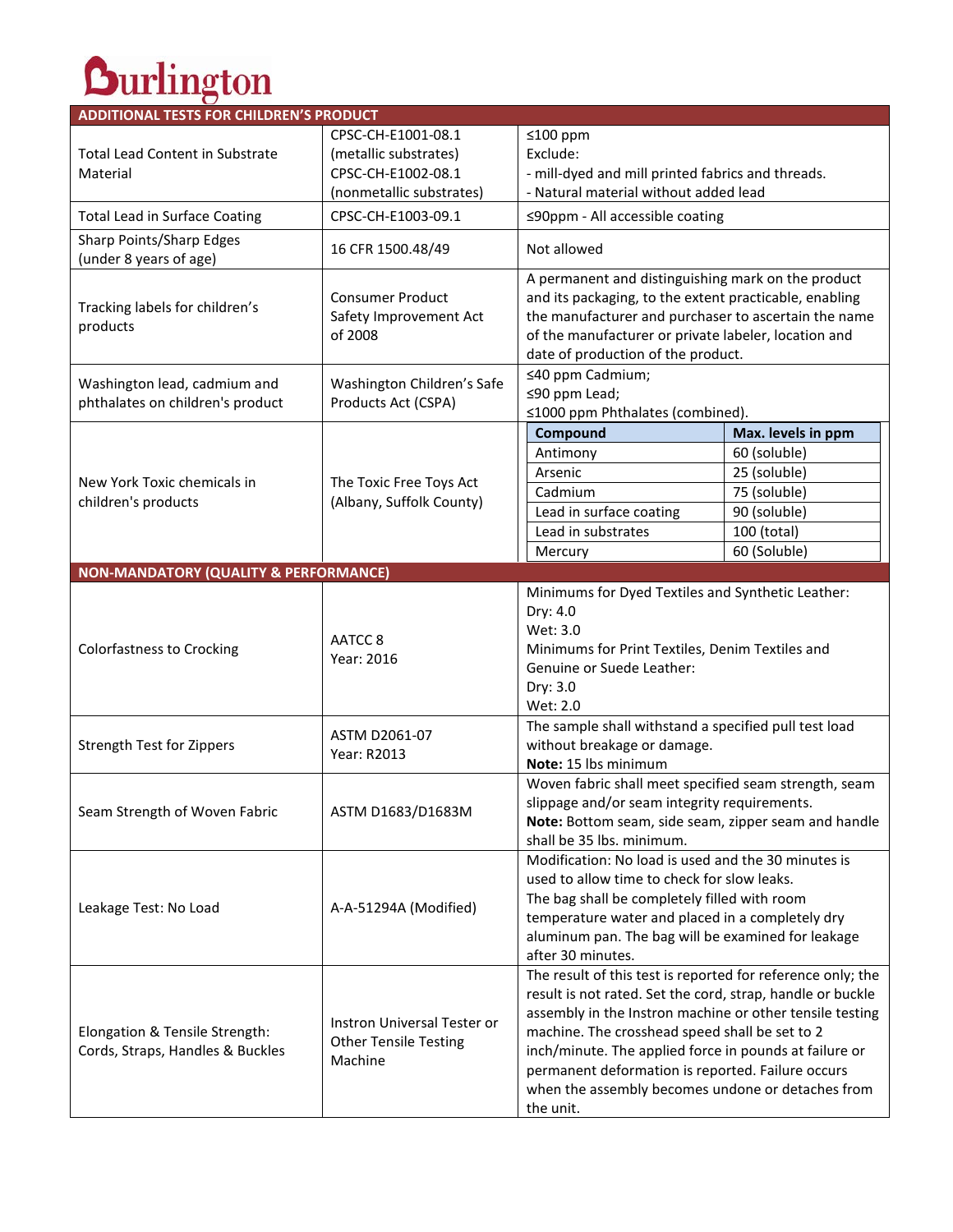Burlington

| ADDITIONAL TESTS FOR CHILDREN'S PRODUCT | | |
|---|---|---|
| Total Lead Content in Substrate Material | CPSC-CH-E1001-08.1 (metallic substrates) CPSC-CH-E1002-08.1 (nonmetallic substrates) | ≤100 ppm Exclude: - mill-dyed and mill printed fabrics and threads. - Natural material without added lead |
| Total Lead in Surface Coating | CPSC-CH-E1003-09.1 | ≤90ppm - All accessible coating |
| Sharp Points/Sharp Edges (under 8 years of age) | 16 CFR 1500.48/49 | Not allowed |
| Tracking labels for children's products | Consumer Product Safety Improvement Act of 2008 | A permanent and distinguishing mark on the product and its packaging, to the extent practicable, enabling the manufacturer and purchaser to ascertain the name of the manufacturer or private labeler, location and date of production of the product. |
| Washington lead, cadmium and phthalates on children's product | Washington Children's Safe Products Act (CSPA) | ≤40 ppm Cadmium; ≤90 ppm Lead; ≤1000 ppm Phthalates (combined). |
| New York Toxic chemicals in children's products | The Toxic Free Toys Act (Albany, Suffolk County) | **Compound** / **Max. levels in ppm**: Antimony – 60 (soluble); Arsenic – 25 (soluble); Cadmium – 75 (soluble); Lead in surface coating – 90 (soluble); Lead in substrates – 100 (total); Mercury – 60 (Soluble) |
| **NON-MANDATORY (QUALITY & PERFORMANCE)** | | |
| Colorfastness to Crocking | AATCC 8 Year: 2016 | Minimums for Dyed Textiles and Synthetic Leather: Dry: 4.0 Wet: 3.0 Minimums for Print Textiles, Denim Textiles and Genuine or Suede Leather: Dry: 3.0 Wet: 2.0 |
| Strength Test for Zippers | ASTM D2061-07 Year: R2013 | The sample shall withstand a specified pull test load without breakage or damage. **Note:** 15 lbs minimum |
| Seam Strength of Woven Fabric | ASTM D1683/D1683M | Woven fabric shall meet specified seam strength, seam slippage and/or seam integrity requirements. **Note:** Bottom seam, side seam, zipper seam and handle shall be 35 lbs. minimum. |
| Leakage Test: No Load | A-A-51294A (Modified) | Modification: No load is used and the 30 minutes is used to allow time to check for slow leaks. The bag shall be completely filled with room temperature water and placed in a completely dry aluminum pan. The bag will be examined for leakage after 30 minutes. |
| Elongation & Tensile Strength: Cords, Straps, Handles & Buckles | Instron Universal Tester or Other Tensile Testing Machine | The result of this test is reported for reference only; the result is not rated. Set the cord, strap, handle or buckle assembly in the Instron machine or other tensile testing machine. The crosshead speed shall be set to 2 inch/minute. The applied force in pounds at failure or permanent deformation is reported. Failure occurs when the assembly becomes undone or detaches from the unit. |